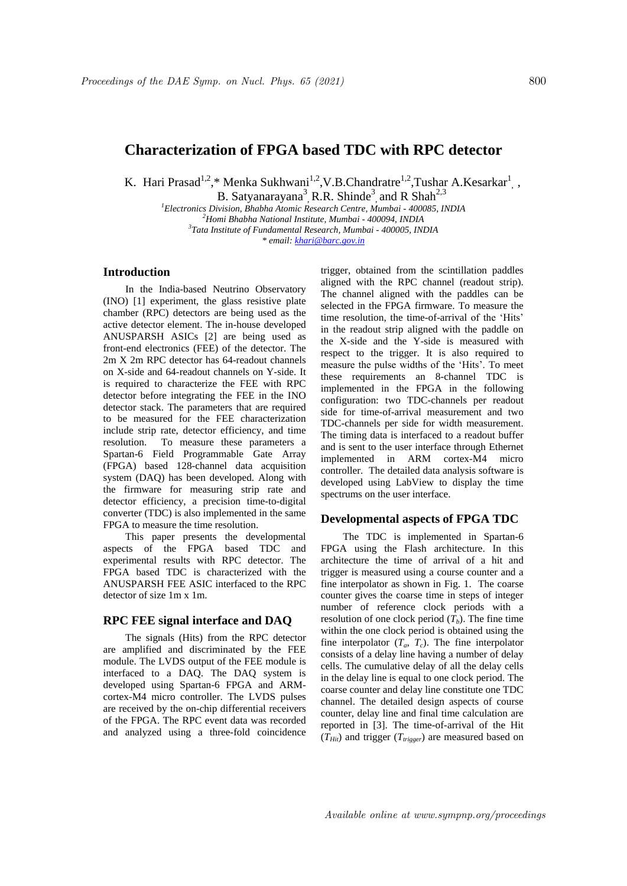# Characterization of FPGA based TDC with RPC detector

K. Hari Prasad[1,2],* Menka Sukhwani[1,2],V.B.Chandratre[1,2],Tushar A.Kesarkar[1] , B. Satyanarayana[3], R.R. Shinde[3], and R Shah[2,3]

[1]*Electronics Division, Bhabha Atomic Research Centre, Mumbai - 400085, INDIA*
[2]*Homi Bhabha National Institute, Mumbai - 400094, INDIA*
[3]*Tata Institute of Fundamental Research, Mumbai - 400005, INDIA*
*\* email: khari@barc.gov.in*

## Introduction

In the India-based Neutrino Observatory (INO) [1] experiment, the glass resistive plate chamber (RPC) detectors are being used as the active detector element. The in-house developed ANUSPARSH ASICs [2] are being used as front-end electronics (FEE) of the detector. The 2m X 2m RPC detector has 64-readout channels on X-side and 64-readout channels on Y-side. It is required to characterize the FEE with RPC detector before integrating the FEE in the INO detector stack. The parameters that are required to be measured for the FEE characterization include strip rate, detector efficiency, and time resolution. To measure these parameters a Spartan-6 Field Programmable Gate Array (FPGA) based 128-channel data acquisition system (DAQ) has been developed. Along with the firmware for measuring strip rate and detector efficiency, a precision time-to-digital converter (TDC) is also implemented in the same FPGA to measure the time resolution.

This paper presents the developmental aspects of the FPGA based TDC and experimental results with RPC detector. The FPGA based TDC is characterized with the ANUSPARSH FEE ASIC interfaced to the RPC detector of size 1m x 1m.

## RPC FEE signal interface and DAQ

The signals (Hits) from the RPC detector are amplified and discriminated by the FEE module. The LVDS output of the FEE module is interfaced to a DAQ. The DAQ system is developed using Spartan-6 FPGA and ARM-cortex-M4 micro controller. The LVDS pulses are received by the on-chip differential receivers of the FPGA. The RPC event data was recorded and analyzed using a three-fold coincidence trigger, obtained from the scintillation paddles aligned with the RPC channel (readout strip). The channel aligned with the paddles can be selected in the FPGA firmware. To measure the time resolution, the time-of-arrival of the 'Hits' in the readout strip aligned with the paddle on the X-side and the Y-side is measured with respect to the trigger. It is also required to measure the pulse widths of the 'Hits'. To meet these requirements an 8-channel TDC is implemented in the FPGA in the following configuration: two TDC-channels per readout side for time-of-arrival measurement and two TDC-channels per side for width measurement. The timing data is interfaced to a readout buffer and is sent to the user interface through Ethernet implemented in ARM cortex-M4 micro controller. The detailed data analysis software is developed using LabView to display the time spectrums on the user interface.

## Developmental aspects of FPGA TDC

The TDC is implemented in Spartan-6 FPGA using the Flash architecture. In this architecture the time of arrival of a hit and trigger is measured using a course counter and a fine interpolator as shown in Fig. 1. The coarse counter gives the coarse time in steps of integer number of reference clock periods with a resolution of one clock period ($T_b$). The fine time within the one clock period is obtained using the fine interpolator ($T_a$, $T_c$). The fine interpolator consists of a delay line having a number of delay cells. The cumulative delay of all the delay cells in the delay line is equal to one clock period. The coarse counter and delay line constitute one TDC channel. The detailed design aspects of course counter, delay line and final time calculation are reported in [3]. The time-of-arrival of the Hit ($T_{Hit}$) and trigger ($T_{trigger}$) are measured based on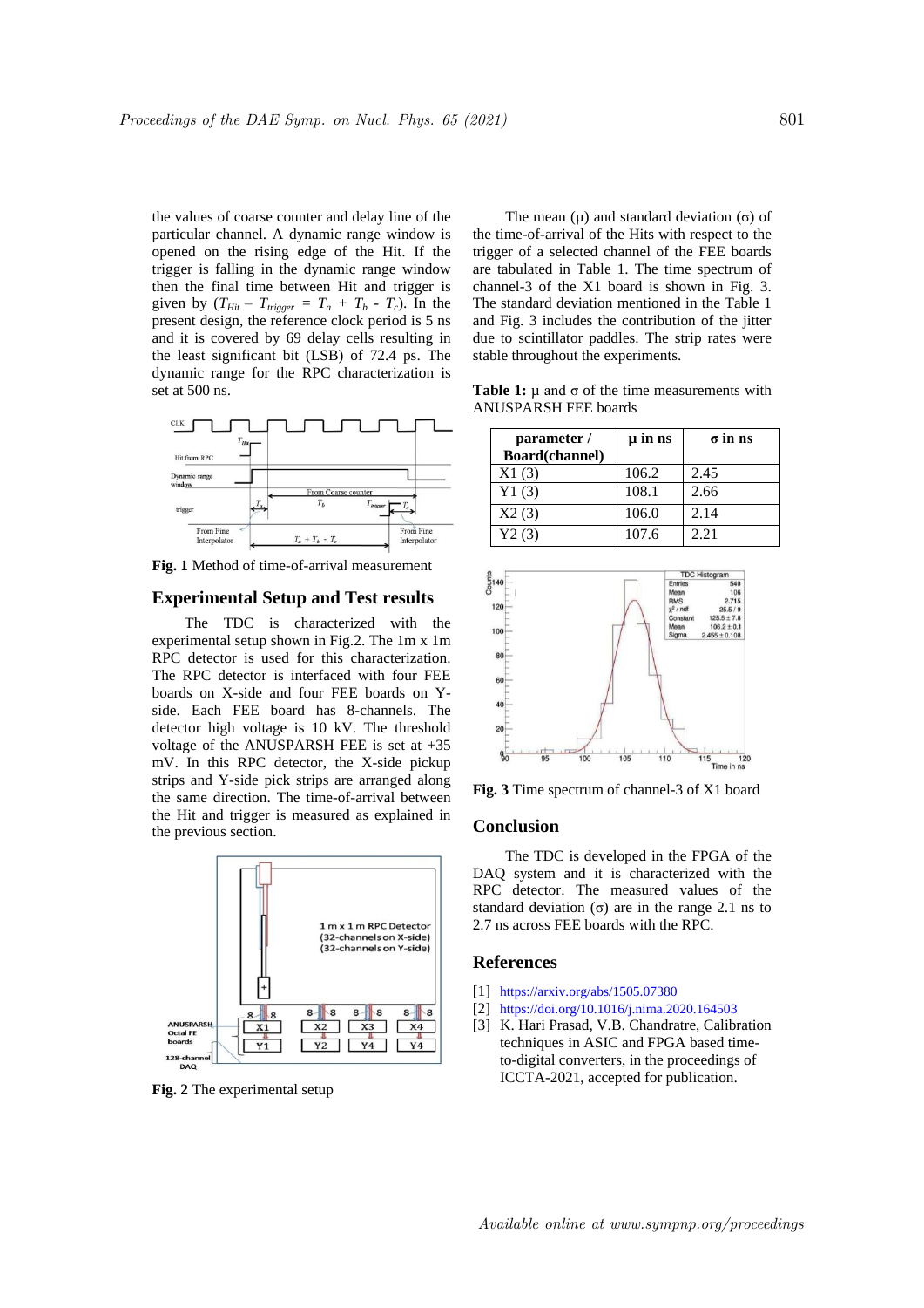the values of coarse counter and delay line of the particular channel. A dynamic range window is opened on the rising edge of the Hit. If the trigger is falling in the dynamic range window then the final time between Hit and trigger is given by ($T_{Hit} - T_{trigger} = T_a + T_b - T_c$). In the present design, the reference clock period is 5 ns and it is covered by 69 delay cells resulting in the least significant bit (LSB) of 72.4 ps. The dynamic range for the RPC characterization is set at 500 ns.

CLK
$T_{Hit}$
Hit from RPC
Dynamic range window
From Coarse counter
$T_a$
$T_b$
$T_{trigger}$
$T_c$
trigger
From Fine Interpolator
$T_a + T_b - T_c$
From Fine Interpolator

**Fig. 1** Method of time-of-arrival measurement

## Experimental Setup and Test results

The TDC is characterized with the experimental setup shown in Fig.2. The 1m x 1m RPC detector is used for this characterization. The RPC detector is interfaced with four FEE boards on X-side and four FEE boards on Y-side. Each FEE board has 8-channels. The detector high voltage is 10 kV. The threshold voltage of the ANUSPARSH FEE is set at +35 mV. In this RPC detector, the X-side pickup strips and Y-side pick strips are arranged along the same direction. The time-of-arrival between the Hit and trigger is measured as explained in the previous section.

1 m x 1 m RPC Detector
(32-channels on X-side)
(32-channels on Y-side)
ANUSPARSH Octal FE boards
128-channel DAQ
X1 X2 X3 X4
Y1 Y2 Y4 Y4

**Fig. 2** The experimental setup

The mean (μ) and standard deviation (σ) of the time-of-arrival of the Hits with respect to the trigger of a selected channel of the FEE boards are tabulated in Table 1. The time spectrum of channel-3 of the X1 board is shown in Fig. 3. The standard deviation mentioned in the Table 1 and Fig. 3 includes the contribution of the jitter due to scintillator paddles. The strip rates were stable throughout the experiments.

**Table 1:** μ and σ of the time measurements with ANUSPARSH FEE boards

| parameter / Board(channel) | μ in ns | σ in ns |
|---|---|---|
| X1 (3) | 106.2 | 2.45 |
| Y1 (3) | 108.1 | 2.66 |
| X2 (3) | 106.0 | 2.14 |
| Y2 (3) | 107.6 | 2.21 |

TDC Histogram
Entries 540
Mean 106
RMS 2.715
$\chi^2$ / ndf 25.5 / 9
Constant 125.5 ± 7.8
Mean 106.2 ± 0.1
Sigma 2.455 ± 0.108
Counts
Time in ns

**Fig. 3** Time spectrum of channel-3 of X1 board

## Conclusion

The TDC is developed in the FPGA of the DAQ system and it is characterized with the RPC detector. The measured values of the standard deviation (σ) are in the range 2.1 ns to 2.7 ns across FEE boards with the RPC.

## References

[1] https://arxiv.org/abs/1505.07380

[2] https://doi.org/10.1016/j.nima.2020.164503

[3] K. Hari Prasad, V.B. Chandratre, Calibration techniques in ASIC and FPGA based time-to-digital converters, in the proceedings of ICCTA-2021, accepted for publication.